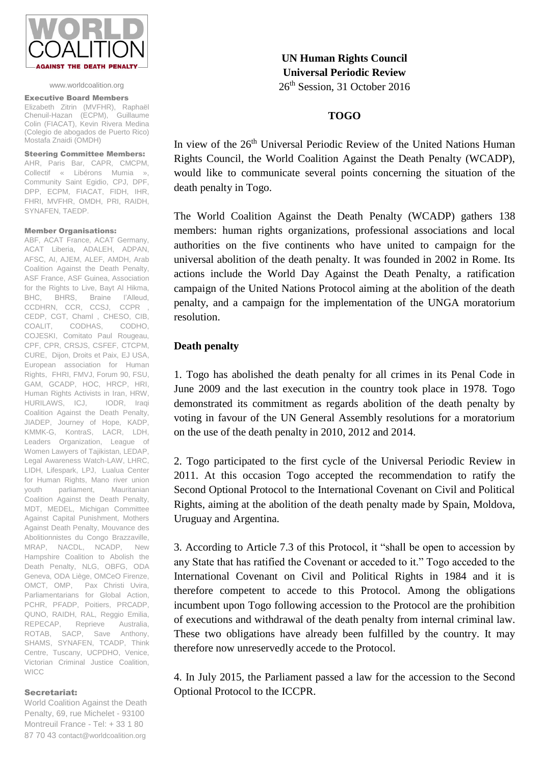WORLD COALITION AGAINST THE DEATH PENALTY

www.worldcoalition.org

**Executive Board Members**

Elizabeth Zitrin (MVFHR), Raphaël Chenuil-Hazan (ECPM), Guillaume Colin (FIACAT), Kevin Rivera Medina (Colegio de abogados de Puerto Rico) Mostafa Znaidi (OMDH)

**Steering Committee Members:**

AHR, Paris Bar, CAPR, CMCPM, Collectif « Libérons Mumia », Community Saint Egidio, CPJ, DPF, DPP, ECPM, FIACAT, FIDH, IHR, FHRI, MVFHR, OMDH, PRI, RAIDH, SYNAFEN, TAEDP.

**Member Organisations:**

ABF, ACAT France, ACAT Germany, ACAT Liberia, ADALEH, ADPAN, AFSC, AI, AJEM, ALEF, AMDH, Arab Coalition Against the Death Penalty, ASF France, ASF Guinea, Association for the Rights to Live, Bayt Al Hikma, BHC, BHRS, Braine l'Alleud, CCDHRN, CCR, CCSJ, CCPR, CEDP, CGT, Chaml, CHESO, CIB, COALIT, CODHAS, CODHO, COJESKI, Comitato Paul Rougeau, CPF, CPR, CRSJS, CSFEF, CTCPM, CURE, Dijon, Droits et Paix, EJ USA, European association for Human Rights, FHRI, FMVJ, Forum 90, FSU, GAM, GCADP, HOC, HRCP, HRI, Human Rights Activists in Iran, HRW, HURILAWS, ICJ, IODR, Iraqi Coalition Against the Death Penalty, JIADEP, Journey of Hope, KADP, KMMK-G, KontraS, LACR, LDH, Leaders Organization, League of Women Lawyers of Tajikistan, LEDAP, Legal Awareness Watch-LAW, LHRC, LIDH, Lifespark, LPJ, Lualua Center for Human Rights, Mano river union youth parliament, Mauritanian Coalition Against the Death Penalty, MDT, MEDEL, Michigan Committee Against Capital Punishment, Mothers Against Death Penalty, Mouvance des Abolitionnistes du Congo Brazzaville, MRAP, NACDL, NCADP, New Hampshire Coalition to Abolish the Death Penalty, NLG, OBFG, ODA Geneva, ODA Liège, OMCeO Firenze, OMCT, OMP, Pax Christi Uvira, Parliamentarians for Global Action, PCHR, PFADP, Poitiers, PRCADP, QUNO, RAIDH, RAL, Reggio Emilia, REPECAP, Reprieve Australia, ROTAB, SACP, Save Anthony, SHAMS, SYNAFEN, TCADP, Think Centre, Tuscany, UCPDHO, Venice, Victorian Criminal Justice Coalition, WICC

**Secretariat:**

World Coalition Against the Death Penalty, 69, rue Michelet - 93100 Montreuil France - Tel: + 33 1 80 87 70 43 contact@worldcoalition.org

**UN Human Rights Council**
**Universal Periodic Review**
26th Session, 31 October 2016

## TOGO

In view of the 26th Universal Periodic Review of the United Nations Human Rights Council, the World Coalition Against the Death Penalty (WCADP), would like to communicate several points concerning the situation of the death penalty in Togo.

The World Coalition Against the Death Penalty (WCADP) gathers 138 members: human rights organizations, professional associations and local authorities on the five continents who have united to campaign for the universal abolition of the death penalty. It was founded in 2002 in Rome. Its actions include the World Day Against the Death Penalty, a ratification campaign of the United Nations Protocol aiming at the abolition of the death penalty, and a campaign for the implementation of the UNGA moratorium resolution.

### Death penalty

1. Togo has abolished the death penalty for all crimes in its Penal Code in June 2009 and the last execution in the country took place in 1978. Togo demonstrated its commitment as regards abolition of the death penalty by voting in favour of the UN General Assembly resolutions for a moratorium on the use of the death penalty in 2010, 2012 and 2014.

2. Togo participated to the first cycle of the Universal Periodic Review in 2011. At this occasion Togo accepted the recommendation to ratify the Second Optional Protocol to the International Covenant on Civil and Political Rights, aiming at the abolition of the death penalty made by Spain, Moldova, Uruguay and Argentina.

3. According to Article 7.3 of this Protocol, it "shall be open to accession by any State that has ratified the Covenant or acceded to it." Togo acceded to the International Covenant on Civil and Political Rights in 1984 and it is therefore competent to accede to this Protocol. Among the obligations incumbent upon Togo following accession to the Protocol are the prohibition of executions and withdrawal of the death penalty from internal criminal law. These two obligations have already been fulfilled by the country. It may therefore now unreservedly accede to the Protocol.

4. In July 2015, the Parliament passed a law for the accession to the Second Optional Protocol to the ICCPR.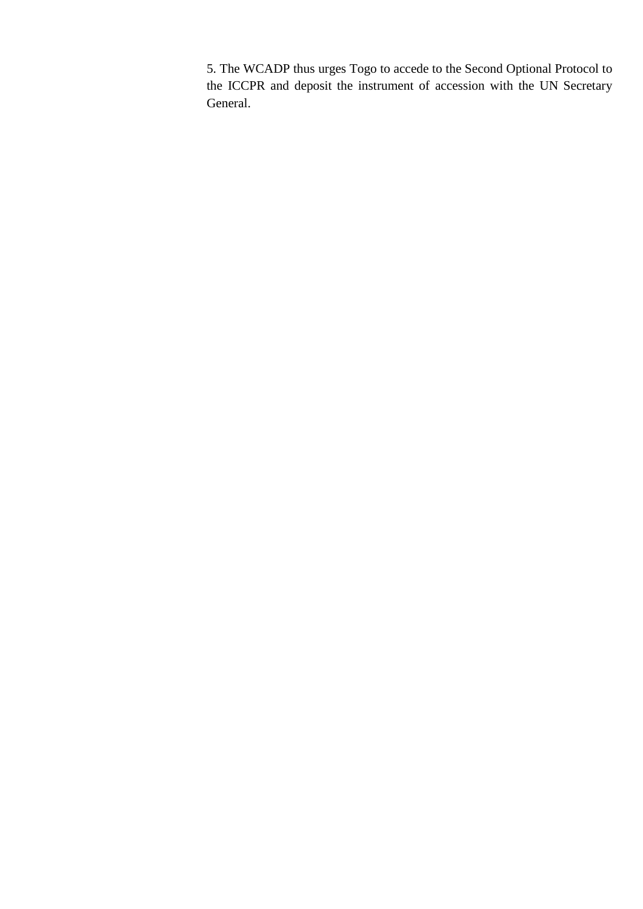5. The WCADP thus urges Togo to accede to the Second Optional Protocol to the ICCPR and deposit the instrument of accession with the UN Secretary General.